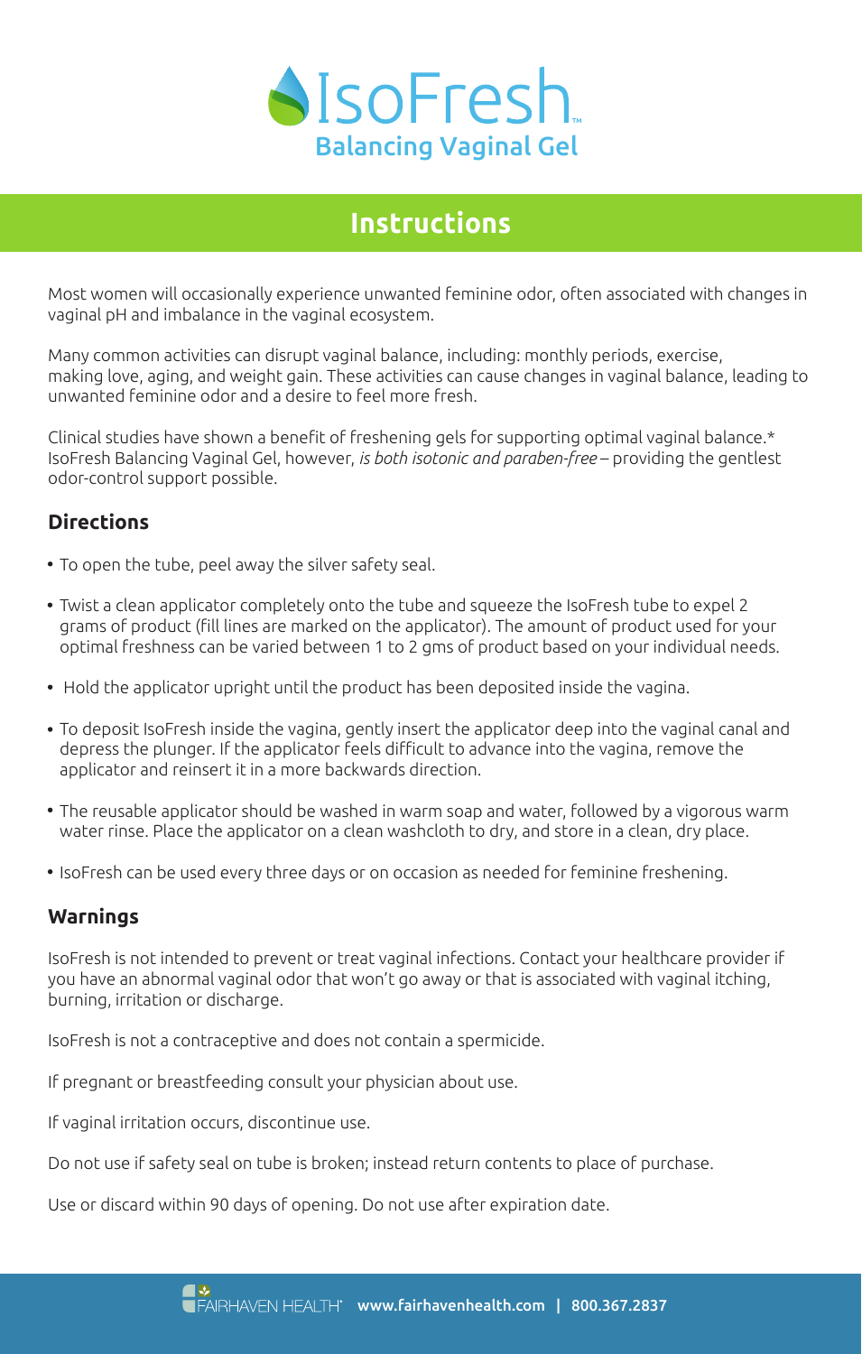# IsoFresh™

## Balancing Vaginal Gel

## Instructions

Most women will occasionally experience unwanted feminine odor, often associated with changes in vaginal pH and imbalance in the vaginal ecosystem.

Many common activities can disrupt vaginal balance, including: monthly periods, exercise, making love, aging, and weight gain. These activities can cause changes in vaginal balance, leading to unwanted feminine odor and a desire to feel more fresh.

Clinical studies have shown a benefit of freshening gels for supporting optimal vaginal balance.* IsoFresh Balancing Vaginal Gel, however, *is both isotonic and paraben-free* – providing the gentlest odor-control support possible.

### Directions

- To open the tube, peel away the silver safety seal.
- Twist a clean applicator completely onto the tube and squeeze the IsoFresh tube to expel 2 grams of product (fill lines are marked on the applicator). The amount of product used for your optimal freshness can be varied between 1 to 2 gms of product based on your individual needs.
- Hold the applicator upright until the product has been deposited inside the vagina.
- To deposit IsoFresh inside the vagina, gently insert the applicator deep into the vaginal canal and depress the plunger. If the applicator feels difficult to advance into the vagina, remove the applicator and reinsert it in a more backwards direction.
- The reusable applicator should be washed in warm soap and water, followed by a vigorous warm water rinse. Place the applicator on a clean washcloth to dry, and store in a clean, dry place.
- IsoFresh can be used every three days or on occasion as needed for feminine freshening.

### Warnings

IsoFresh is not intended to prevent or treat vaginal infections. Contact your healthcare provider if you have an abnormal vaginal odor that won't go away or that is associated with vaginal itching, burning, irritation or discharge.

IsoFresh is not a contraceptive and does not contain a spermicide.

If pregnant or breastfeeding consult your physician about use.

If vaginal irritation occurs, discontinue use.

Do not use if safety seal on tube is broken; instead return contents to place of purchase.

Use or discard within 90 days of opening. Do not use after expiration date.

FAIRHAVEN HEALTH® **www.fairhavenhealth.com | 800.367.2837**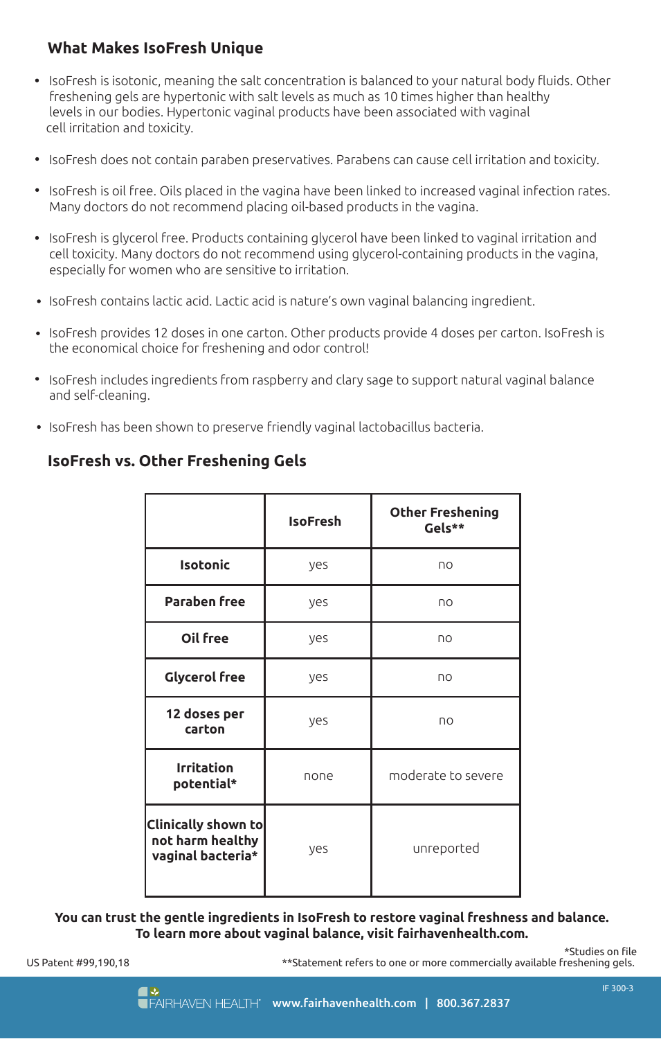## What Makes IsoFresh Unique

- IsoFresh is isotonic, meaning the salt concentration is balanced to your natural body fluids. Other freshening gels are hypertonic with salt levels as much as 10 times higher than healthy levels in our bodies. Hypertonic vaginal products have been associated with vaginal cell irritation and toxicity.
- IsoFresh does not contain paraben preservatives. Parabens can cause cell irritation and toxicity.
- IsoFresh is oil free. Oils placed in the vagina have been linked to increased vaginal infection rates. Many doctors do not recommend placing oil-based products in the vagina.
- IsoFresh is glycerol free. Products containing glycerol have been linked to vaginal irritation and cell toxicity. Many doctors do not recommend using glycerol-containing products in the vagina, especially for women who are sensitive to irritation.
- IsoFresh contains lactic acid. Lactic acid is nature's own vaginal balancing ingredient.
- IsoFresh provides 12 doses in one carton. Other products provide 4 doses per carton. IsoFresh is the economical choice for freshening and odor control!
- IsoFresh includes ingredients from raspberry and clary sage to support natural vaginal balance and self-cleaning.
- IsoFresh has been shown to preserve friendly vaginal lactobacillus bacteria.

## IsoFresh vs. Other Freshening Gels

| | IsoFresh | Other Freshening Gels** |
|---|---|---|
| **Isotonic** | yes | no |
| **Paraben free** | yes | no |
| **Oil free** | yes | no |
| **Glycerol free** | yes | no |
| **12 doses per carton** | yes | no |
| **Irritation potential*** | none | moderate to severe |
| **Clinically shown to not harm healthy vaginal bacteria*** | yes | unreported |

**You can trust the gentle ingredients in IsoFresh to restore vaginal freshness and balance. To learn more about vaginal balance, visit fairhavenhealth.com.**

US Patent #99,190,18

*Studies on file

**Statement refers to one or more commercially available freshening gels.

FAIRHAVEN HEALTH® **www.fairhavenhealth.com | 800.367.2837**

IF 300-3